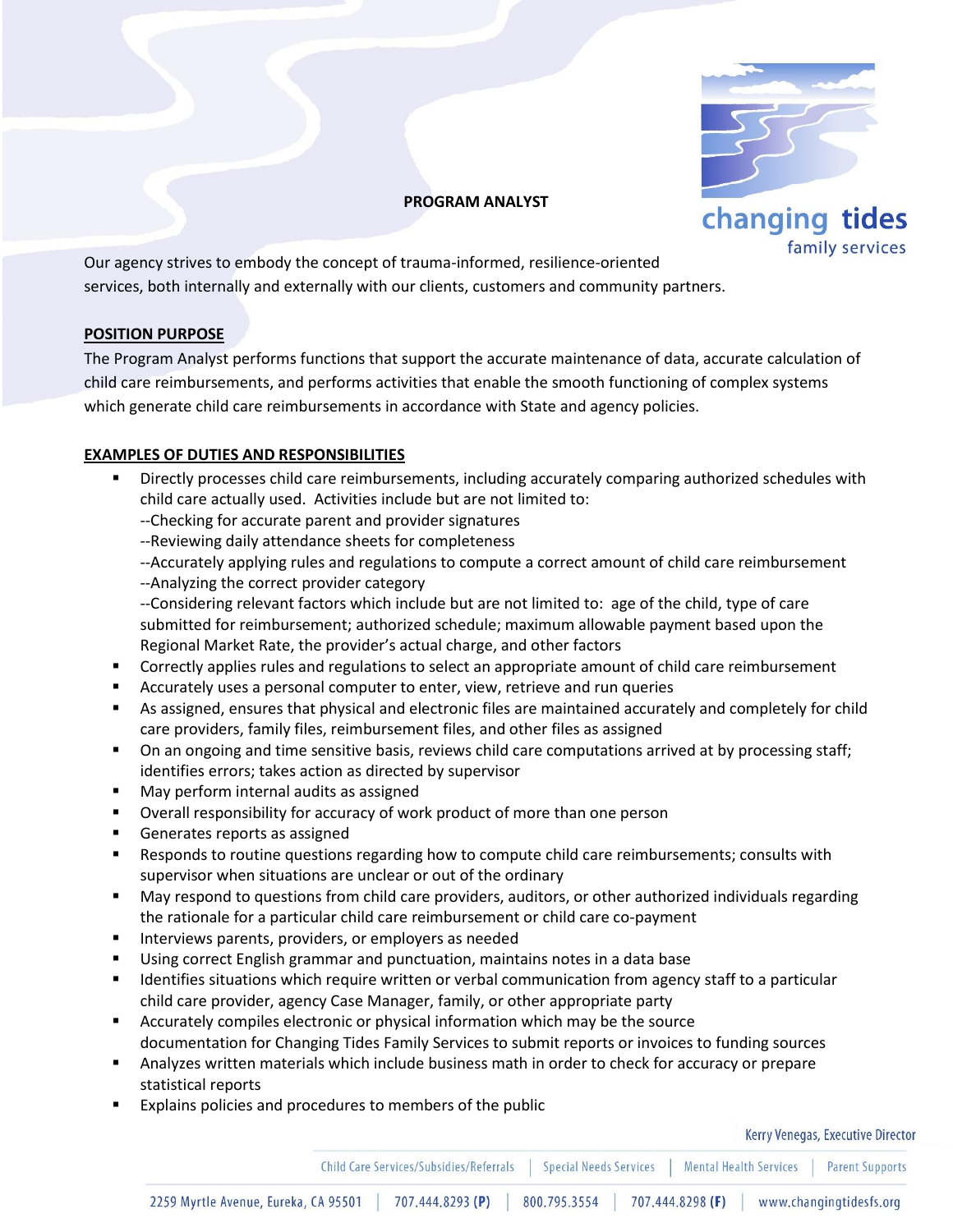# PROGRAM ANALYST

Our agency strives to embody the concept of trauma-informed, resilience-oriented services, both internally and externally with our clients, customers and community partners.

## POSITION PURPOSE

The Program Analyst performs functions that support the accurate maintenance of data, accurate calculation of child care reimbursements, and performs activities that enable the smooth functioning of complex systems which generate child care reimbursements in accordance with State and agency policies.

## EXAMPLES OF DUTIES AND RESPONSIBILITIES

- Directly processes child care reimbursements, including accurately comparing authorized schedules with child care actually used. Activities include but are not limited to:
  --Checking for accurate parent and provider signatures
  --Reviewing daily attendance sheets for completeness
  --Accurately applying rules and regulations to compute a correct amount of child care reimbursement
  --Analyzing the correct provider category
  --Considering relevant factors which include but are not limited to: age of the child, type of care submitted for reimbursement; authorized schedule; maximum allowable payment based upon the Regional Market Rate, the provider's actual charge, and other factors
- Correctly applies rules and regulations to select an appropriate amount of child care reimbursement
- Accurately uses a personal computer to enter, view, retrieve and run queries
- As assigned, ensures that physical and electronic files are maintained accurately and completely for child care providers, family files, reimbursement files, and other files as assigned
- On an ongoing and time sensitive basis, reviews child care computations arrived at by processing staff; identifies errors; takes action as directed by supervisor
- May perform internal audits as assigned
- Overall responsibility for accuracy of work product of more than one person
- Generates reports as assigned
- Responds to routine questions regarding how to compute child care reimbursements; consults with supervisor when situations are unclear or out of the ordinary
- May respond to questions from child care providers, auditors, or other authorized individuals regarding the rationale for a particular child care reimbursement or child care co-payment
- Interviews parents, providers, or employers as needed
- Using correct English grammar and punctuation, maintains notes in a data base
- Identifies situations which require written or verbal communication from agency staff to a particular child care provider, agency Case Manager, family, or other appropriate party
- Accurately compiles electronic or physical information which may be the source documentation for Changing Tides Family Services to submit reports or invoices to funding sources
- Analyzes written materials which include business math in order to check for accuracy or prepare statistical reports
- Explains policies and procedures to members of the public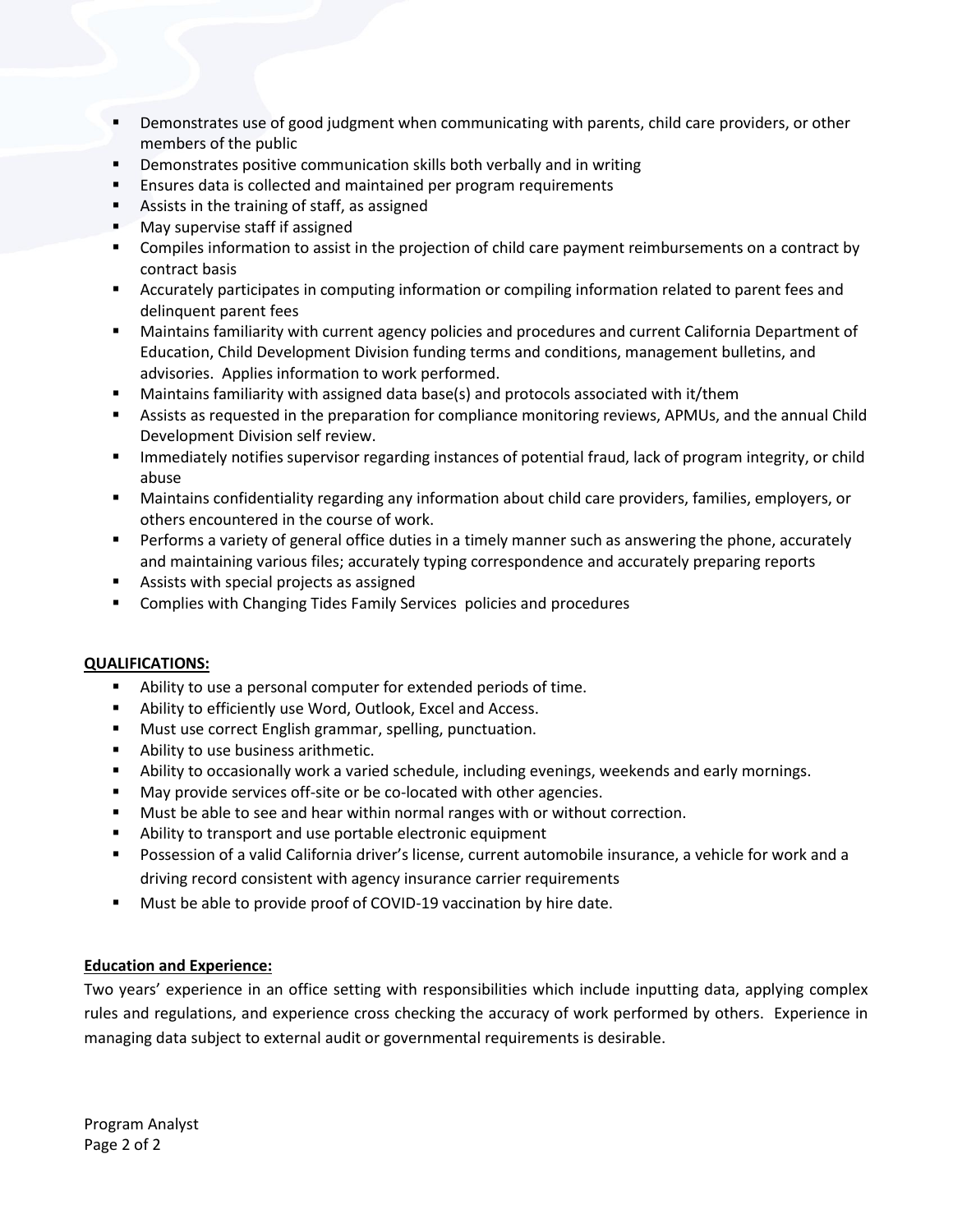- Demonstrates use of good judgment when communicating with parents, child care providers, or other members of the public
- Demonstrates positive communication skills both verbally and in writing
- Ensures data is collected and maintained per program requirements
- Assists in the training of staff, as assigned
- May supervise staff if assigned
- Compiles information to assist in the projection of child care payment reimbursements on a contract by contract basis
- Accurately participates in computing information or compiling information related to parent fees and delinquent parent fees
- Maintains familiarity with current agency policies and procedures and current California Department of Education, Child Development Division funding terms and conditions, management bulletins, and advisories. Applies information to work performed.
- Maintains familiarity with assigned data base(s) and protocols associated with it/them
- Assists as requested in the preparation for compliance monitoring reviews, APMUs, and the annual Child Development Division self review.
- Immediately notifies supervisor regarding instances of potential fraud, lack of program integrity, or child abuse
- Maintains confidentiality regarding any information about child care providers, families, employers, or others encountered in the course of work.
- Performs a variety of general office duties in a timely manner such as answering the phone, accurately and maintaining various files; accurately typing correspondence and accurately preparing reports
- Assists with special projects as assigned
- Complies with Changing Tides Family Services policies and procedures

**QUALIFICATIONS:**

- Ability to use a personal computer for extended periods of time.
- Ability to efficiently use Word, Outlook, Excel and Access.
- Must use correct English grammar, spelling, punctuation.
- Ability to use business arithmetic.
- Ability to occasionally work a varied schedule, including evenings, weekends and early mornings.
- May provide services off-site or be co-located with other agencies.
- Must be able to see and hear within normal ranges with or without correction.
- Ability to transport and use portable electronic equipment
- Possession of a valid California driver's license, current automobile insurance, a vehicle for work and a driving record consistent with agency insurance carrier requirements
- Must be able to provide proof of COVID-19 vaccination by hire date.

**Education and Experience:**

Two years' experience in an office setting with responsibilities which include inputting data, applying complex rules and regulations, and experience cross checking the accuracy of work performed by others. Experience in managing data subject to external audit or governmental requirements is desirable.